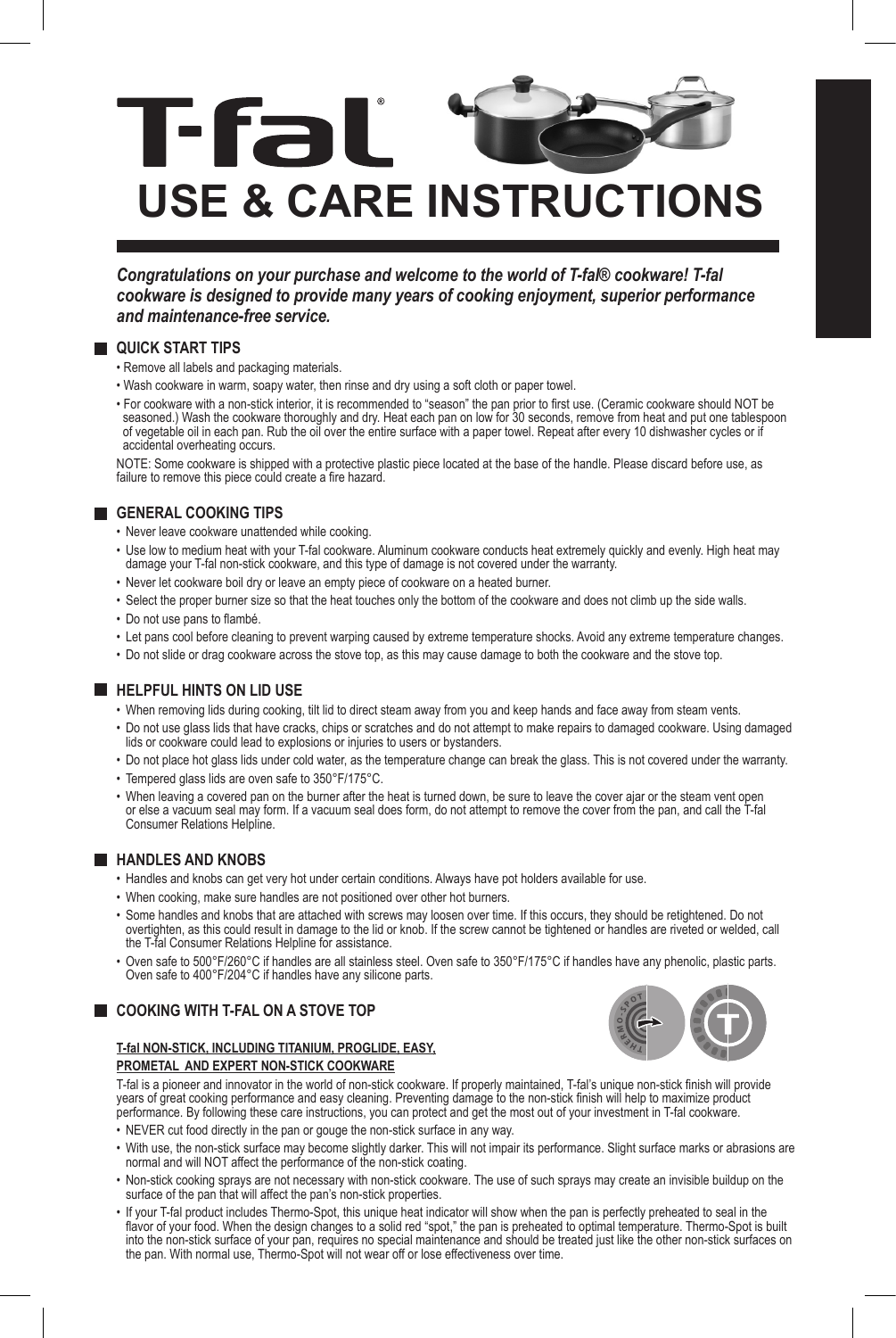# T-fal®

# USE & CARE INSTRUCTIONS

***Congratulations on your purchase and welcome to the world of T-fal® cookware! T-fal cookware is designed to provide many years of cooking enjoyment, superior performance and maintenance-free service.***

## QUICK START TIPS

- Remove all labels and packaging materials.
- Wash cookware in warm, soapy water, then rinse and dry using a soft cloth or paper towel.
- For cookware with a non-stick interior, it is recommended to "season" the pan prior to first use. (Ceramic cookware should NOT be seasoned.) Wash the cookware thoroughly and dry. Heat each pan on low for 30 seconds, remove from heat and put one tablespoon of vegetable oil in each pan. Rub the oil over the entire surface with a paper towel. Repeat after every 10 dishwasher cycles or if accidental overheating occurs.

NOTE: Some cookware is shipped with a protective plastic piece located at the base of the handle. Please discard before use, as failure to remove this piece could create a fire hazard.

## GENERAL COOKING TIPS

- Never leave cookware unattended while cooking.
- Use low to medium heat with your T-fal cookware. Aluminum cookware conducts heat extremely quickly and evenly. High heat may damage your T-fal non-stick cookware, and this type of damage is not covered under the warranty.
- Never let cookware boil dry or leave an empty piece of cookware on a heated burner.
- Select the proper burner size so that the heat touches only the bottom of the cookware and does not climb up the side walls.
- Do not use pans to flambé.
- Let pans cool before cleaning to prevent warping caused by extreme temperature shocks. Avoid any extreme temperature changes.
- Do not slide or drag cookware across the stove top, as this may cause damage to both the cookware and the stove top.

## HELPFUL HINTS ON LID USE

- When removing lids during cooking, tilt lid to direct steam away from you and keep hands and face away from steam vents.
- Do not use glass lids that have cracks, chips or scratches and do not attempt to make repairs to damaged cookware. Using damaged lids or cookware could lead to explosions or injuries to users or bystanders.
- Do not place hot glass lids under cold water, as the temperature change can break the glass. This is not covered under the warranty.
- Tempered glass lids are oven safe to 350°F/175°C.
- When leaving a covered pan on the burner after the heat is turned down, be sure to leave the cover ajar or the steam vent open or else a vacuum seal may form. If a vacuum seal does form, do not attempt to remove the cover from the pan, and call the T-fal Consumer Relations Helpline.

## HANDLES AND KNOBS

- Handles and knobs can get very hot under certain conditions. Always have pot holders available for use.
- When cooking, make sure handles are not positioned over other hot burners.
- Some handles and knobs that are attached with screws may loosen over time. If this occurs, they should be retightened. Do not overtighten, as this could result in damage to the lid or knob. If the screw cannot be tightened or handles are riveted or welded, call the T-fal Consumer Relations Helpline for assistance.
- Oven safe to 500°F/260°C if handles are all stainless steel. Oven safe to 350°F/175°C if handles have any phenolic, plastic parts. Oven safe to 400°F/204°C if handles have any silicone parts.

## COOKING WITH T-FAL ON A STOVE TOP

**T-fal NON-STICK, INCLUDING TITANIUM, PROGLIDE, EASY, PROMETAL AND EXPERT NON-STICK COOKWARE**

T-fal is a pioneer and innovator in the world of non-stick cookware. If properly maintained, T-fal's unique non-stick finish will provide years of great cooking performance and easy cleaning. Preventing damage to the non-stick finish will help to maximize product performance. By following these care instructions, you can protect and get the most out of your investment in T-fal cookware.

- NEVER cut food directly in the pan or gouge the non-stick surface in any way.
- With use, the non-stick surface may become slightly darker. This will not impair its performance. Slight surface marks or abrasions are normal and will NOT affect the performance of the non-stick coating.
- Non-stick cooking sprays are not necessary with non-stick cookware. The use of such sprays may create an invisible buildup on the surface of the pan that will affect the pan's non-stick properties.
- If your T-fal product includes Thermo-Spot, this unique heat indicator will show when the pan is perfectly preheated to seal in the flavor of your food. When the design changes to a solid red "spot," the pan is preheated to optimal temperature. Thermo-Spot is built into the non-stick surface of your pan, requires no special maintenance and should be treated just like the other non-stick surfaces on the pan. With normal use, Thermo-Spot will not wear off or lose effectiveness over time.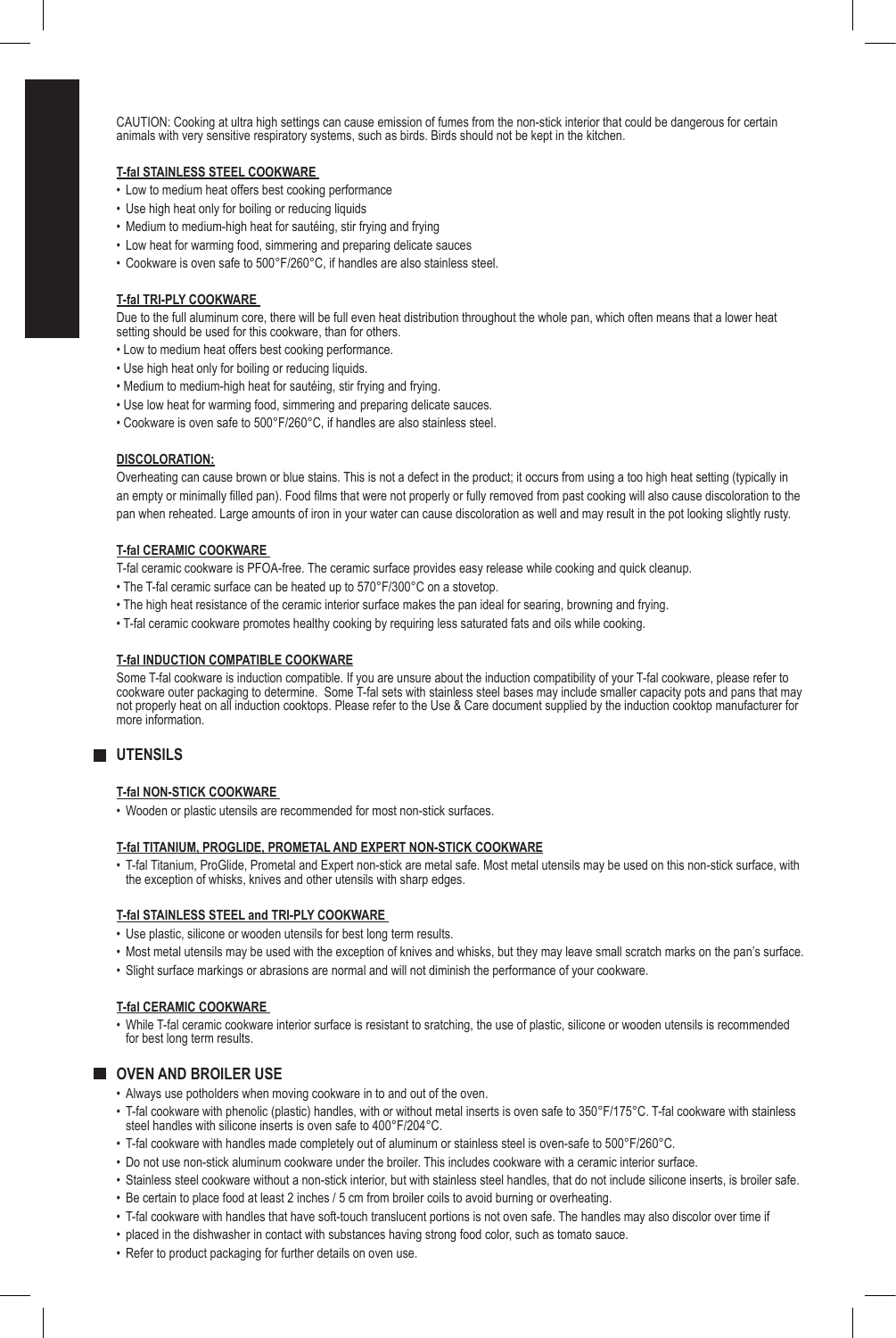CAUTION: Cooking at ultra high settings can cause emission of fumes from the non-stick interior that could be dangerous for certain animals with very sensitive respiratory systems, such as birds. Birds should not be kept in the kitchen.

**T-fal STAINLESS STEEL COOKWARE**

- Low to medium heat offers best cooking performance
- Use high heat only for boiling or reducing liquids
- Medium to medium-high heat for sautéing, stir frying and frying
- Low heat for warming food, simmering and preparing delicate sauces
- Cookware is oven safe to 500°F/260°C, if handles are also stainless steel.

**T-fal TRI-PLY COOKWARE**

Due to the full aluminum core, there will be full even heat distribution throughout the whole pan, which often means that a lower heat setting should be used for this cookware, than for others.

- Low to medium heat offers best cooking performance.
- Use high heat only for boiling or reducing liquids.
- Medium to medium-high heat for sautéing, stir frying and frying.
- Use low heat for warming food, simmering and preparing delicate sauces.
- Cookware is oven safe to 500°F/260°C, if handles are also stainless steel.

**DISCOLORATION:**

Overheating can cause brown or blue stains. This is not a defect in the product; it occurs from using a too high heat setting (typically in an empty or minimally filled pan). Food films that were not properly or fully removed from past cooking will also cause discoloration to the pan when reheated. Large amounts of iron in your water can cause discoloration as well and may result in the pot looking slightly rusty.

**T-fal CERAMIC COOKWARE**

T-fal ceramic cookware is PFOA-free. The ceramic surface provides easy release while cooking and quick cleanup.

- The T-fal ceramic surface can be heated up to 570°F/300°C on a stovetop.
- The high heat resistance of the ceramic interior surface makes the pan ideal for searing, browning and frying.
- T-fal ceramic cookware promotes healthy cooking by requiring less saturated fats and oils while cooking.

**T-fal INDUCTION COMPATIBLE COOKWARE**

Some T-fal cookware is induction compatible. If you are unsure about the induction compatibility of your T-fal cookware, please refer to cookware outer packaging to determine. Some T-fal sets with stainless steel bases may include smaller capacity pots and pans that may not properly heat on all induction cooktops. Please refer to the Use & Care document supplied by the induction cooktop manufacturer for more information.

## UTENSILS

**T-fal NON-STICK COOKWARE**

- Wooden or plastic utensils are recommended for most non-stick surfaces.

**T-fal TITANIUM, PROGLIDE, PROMETAL AND EXPERT NON-STICK COOKWARE**

- T-fal Titanium, ProGlide, Prometal and Expert non-stick are metal safe. Most metal utensils may be used on this non-stick surface, with the exception of whisks, knives and other utensils with sharp edges.

**T-fal STAINLESS STEEL and TRI-PLY COOKWARE**

- Use plastic, silicone or wooden utensils for best long term results.
- Most metal utensils may be used with the exception of knives and whisks, but they may leave small scratch marks on the pan's surface.
- Slight surface markings or abrasions are normal and will not diminish the performance of your cookware.

**T-fal CERAMIC COOKWARE**

- While T-fal ceramic cookware interior surface is resistant to sratching, the use of plastic, silicone or wooden utensils is recommended for best long term results.

## OVEN AND BROILER USE

- Always use potholders when moving cookware in to and out of the oven.
- T-fal cookware with phenolic (plastic) handles, with or without metal inserts is oven safe to 350°F/175°C. T-fal cookware with stainless steel handles with silicone inserts is oven safe to 400°F/204°C.
- T-fal cookware with handles made completely out of aluminum or stainless steel is oven-safe to 500°F/260°C.
- Do not use non-stick aluminum cookware under the broiler. This includes cookware with a ceramic interior surface.
- Stainless steel cookware without a non-stick interior, but with stainless steel handles, that do not include silicone inserts, is broiler safe.
- Be certain to place food at least 2 inches / 5 cm from broiler coils to avoid burning or overheating.
- T-fal cookware with handles that have soft-touch translucent portions is not oven safe. The handles may also discolor over time if
- placed in the dishwasher in contact with substances having strong food color, such as tomato sauce.
- Refer to product packaging for further details on oven use.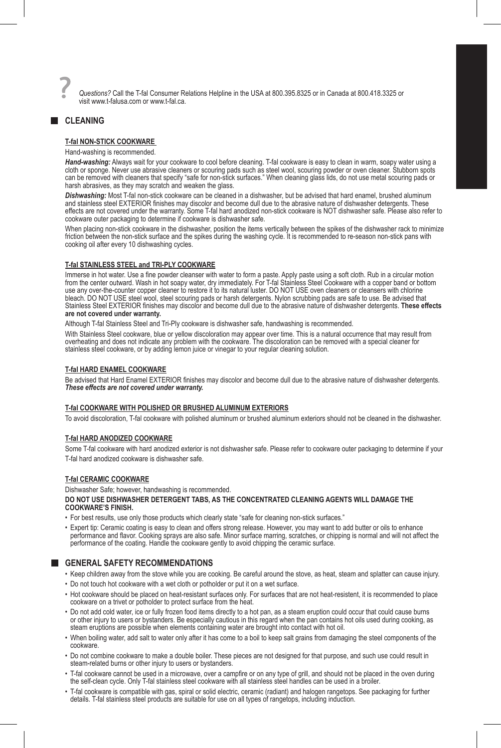? *Questions?* Call the T-fal Consumer Relations Helpline in the USA at 800.395.8325 or in Canada at 800.418.3325 or visit www.t-falusa.com or www.t-fal.ca.

## CLEANING

### T-fal NON-STICK COOKWARE

Hand-washing is recommended.

***Hand-washing:*** Always wait for your cookware to cool before cleaning. T-fal cookware is easy to clean in warm, soapy water using a cloth or sponge. Never use abrasive cleaners or scouring pads such as steel wool, scouring powder or oven cleaner. Stubborn spots can be removed with cleaners that specify "safe for non-stick surfaces." When cleaning glass lids, do not use metal scouring pads or harsh abrasives, as they may scratch and weaken the glass.

***Dishwashing:*** Most T-fal non-stick cookware can be cleaned in a dishwasher, but be advised that hard enamel, brushed aluminum and stainless steel EXTERIOR finishes may discolor and become dull due to the abrasive nature of dishwasher detergents. These effects are not covered under the warranty. Some T-fal hard anodized non-stick cookware is NOT dishwasher safe. Please also refer to cookware outer packaging to determine if cookware is dishwasher safe.

When placing non-stick cookware in the dishwasher, position the items vertically between the spikes of the dishwasher rack to minimize friction between the non-stick surface and the spikes during the washing cycle. It is recommended to re-season non-stick pans with cooking oil after every 10 dishwashing cycles.

### T-fal STAINLESS STEEL and TRI-PLY COOKWARE

Immerse in hot water. Use a fine powder cleanser with water to form a paste. Apply paste using a soft cloth. Rub in a circular motion from the center outward. Wash in hot soapy water, dry immediately. For T-fal Stainless Steel Cookware with a copper band or bottom use any over-the-counter copper cleaner to restore it to its natural luster. DO NOT USE oven cleaners or cleansers with chlorine bleach. DO NOT USE steel wool, steel scouring pads or harsh detergents. Nylon scrubbing pads are safe to use. Be advised that Stainless Steel EXTERIOR finishes may discolor and become dull due to the abrasive nature of dishwasher detergents. **These effects are not covered under warranty.**

Although T-fal Stainless Steel and Tri-Ply cookware is dishwasher safe, handwashing is recommended.

With Stainless Steel cookware, blue or yellow discoloration may appear over time. This is a natural occurrence that may result from overheating and does not indicate any problem with the cookware. The discoloration can be removed with a special cleaner for stainless steel cookware, or by adding lemon juice or vinegar to your regular cleaning solution.

### T-fal HARD ENAMEL COOKWARE

Be advised that Hard Enamel EXTERIOR finishes may discolor and become dull due to the abrasive nature of dishwasher detergents. ***These effects are not covered under warranty.***

### T-fal COOKWARE WITH POLISHED OR BRUSHED ALUMINUM EXTERIORS

To avoid discoloration, T-fal cookware with polished aluminum or brushed aluminum exteriors should not be cleaned in the dishwasher.

### T-fal HARD ANODIZED COOKWARE

Some T-fal cookware with hard anodized exterior is not dishwasher safe. Please refer to cookware outer packaging to determine if your T-fal hard anodized cookware is dishwasher safe.

### T-fal CERAMIC COOKWARE

Dishwasher Safe; however, handwashing is recommended.

**DO NOT USE DISHWASHER DETERGENT TABS, AS THE CONCENTRATED CLEANING AGENTS WILL DAMAGE THE COOKWARE'S FINISH.**

- For best results, use only those products which clearly state "safe for cleaning non-stick surfaces."
- Expert tip: Ceramic coating is easy to clean and offers strong release. However, you may want to add butter or oils to enhance performance and flavor. Cooking sprays are also safe. Minor surface marring, scratches, or chipping is normal and will not affect the performance of the coating. Handle the cookware gently to avoid chipping the ceramic surface.

## GENERAL SAFETY RECOMMENDATIONS

- Keep children away from the stove while you are cooking. Be careful around the stove, as heat, steam and splatter can cause injury.
- Do not touch hot cookware with a wet cloth or potholder or put it on a wet surface.
- Hot cookware should be placed on heat-resistant surfaces only. For surfaces that are not heat-resistent, it is recommended to place cookware on a trivet or potholder to protect surface from the heat.
- Do not add cold water, ice or fully frozen food items directly to a hot pan, as a steam eruption could occur that could cause burns or other injury to users or bystanders. Be especially cautious in this regard when the pan contains hot oils used during cooking, as steam eruptions are possible when elements containing water are brought into contact with hot oil.
- When boiling water, add salt to water only after it has come to a boil to keep salt grains from damaging the steel components of the cookware.
- Do not combine cookware to make a double boiler. These pieces are not designed for that purpose, and such use could result in steam-related burns or other injury to users or bystanders.
- T-fal cookware cannot be used in a microwave, over a campfire or on any type of grill, and should not be placed in the oven during the self-clean cycle. Only T-fal stainless steel cookware with all stainless steel handles can be used in a broiler.
- T-fal cookware is compatible with gas, spiral or solid electric, ceramic (radiant) and halogen rangetops. See packaging for further details. T-fal stainless steel products are suitable for use on all types of rangetops, including induction.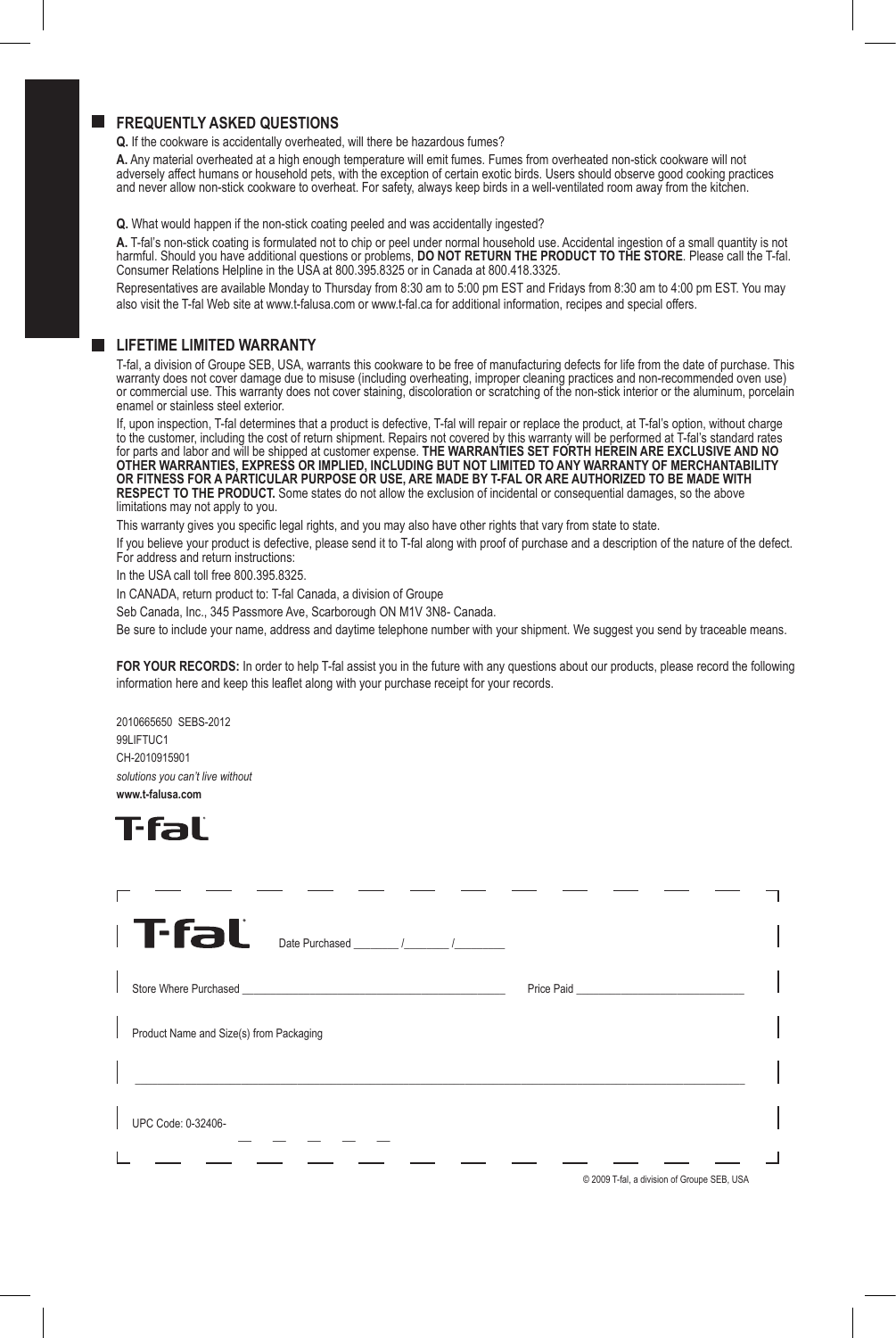## FREQUENTLY ASKED QUESTIONS

**Q.** If the cookware is accidentally overheated, will there be hazardous fumes?

**A.** Any material overheated at a high enough temperature will emit fumes. Fumes from overheated non-stick cookware will not adversely affect humans or household pets, with the exception of certain exotic birds. Users should observe good cooking practices and never allow non-stick cookware to overheat. For safety, always keep birds in a well-ventilated room away from the kitchen.

**Q.** What would happen if the non-stick coating peeled and was accidentally ingested?

**A.** T-fal's non-stick coating is formulated not to chip or peel under normal household use. Accidental ingestion of a small quantity is not harmful. Should you have additional questions or problems, **DO NOT RETURN THE PRODUCT TO THE STORE**. Please call the T-fal. Consumer Relations Helpline in the USA at 800.395.8325 or in Canada at 800.418.3325.

Representatives are available Monday to Thursday from 8:30 am to 5:00 pm EST and Fridays from 8:30 am to 4:00 pm EST. You may also visit the T-fal Web site at www.t-falusa.com or www.t-fal.ca for additional information, recipes and special offers.

## LIFETIME LIMITED WARRANTY

T-fal, a division of Groupe SEB, USA, warrants this cookware to be free of manufacturing defects for life from the date of purchase. This warranty does not cover damage due to misuse (including overheating, improper cleaning practices and non-recommended oven use) or commercial use. This warranty does not cover staining, discoloration or scratching of the non-stick interior or the aluminum, porcelain enamel or stainless steel exterior.

If, upon inspection, T-fal determines that a product is defective, T-fal will repair or replace the product, at T-fal's option, without charge to the customer, including the cost of return shipment. Repairs not covered by this warranty will be performed at T-fal's standard rates for parts and labor and will be shipped at customer expense. **THE WARRANTIES SET FORTH HEREIN ARE EXCLUSIVE AND NO OTHER WARRANTIES, EXPRESS OR IMPLIED, INCLUDING BUT NOT LIMITED TO ANY WARRANTY OF MERCHANTABILITY OR FITNESS FOR A PARTICULAR PURPOSE OR USE, ARE MADE BY T-FAL OR ARE AUTHORIZED TO BE MADE WITH RESPECT TO THE PRODUCT.** Some states do not allow the exclusion of incidental or consequential damages, so the above limitations may not apply to you.

This warranty gives you specific legal rights, and you may also have other rights that vary from state to state.

If you believe your product is defective, please send it to T-fal along with proof of purchase and a description of the nature of the defect. For address and return instructions:

In the USA call toll free 800.395.8325.

In CANADA, return product to: T-fal Canada, a division of Groupe

Seb Canada, Inc., 345 Passmore Ave, Scarborough ON M1V 3N8- Canada.

Be sure to include your name, address and daytime telephone number with your shipment. We suggest you send by traceable means.

**FOR YOUR RECORDS:** In order to help T-fal assist you in the future with any questions about our products, please record the following information here and keep this leaflet along with your purchase receipt for your records.

2010665650 SEBS-2012
99LIFTUC1
CH-2010915901
*solutions you can't live without*
**www.t-falusa.com**

T-fal

---

T-fal Date Purchased ________ /________ /________

Store Where Purchased ____________________________________________ Price Paid ____________________________

Product Name and Size(s) from Packaging

______________________________________________________________________________________________

UPC Code: 0-32406- __ __ __ __ __

© 2009 T-fal, a division of Groupe SEB, USA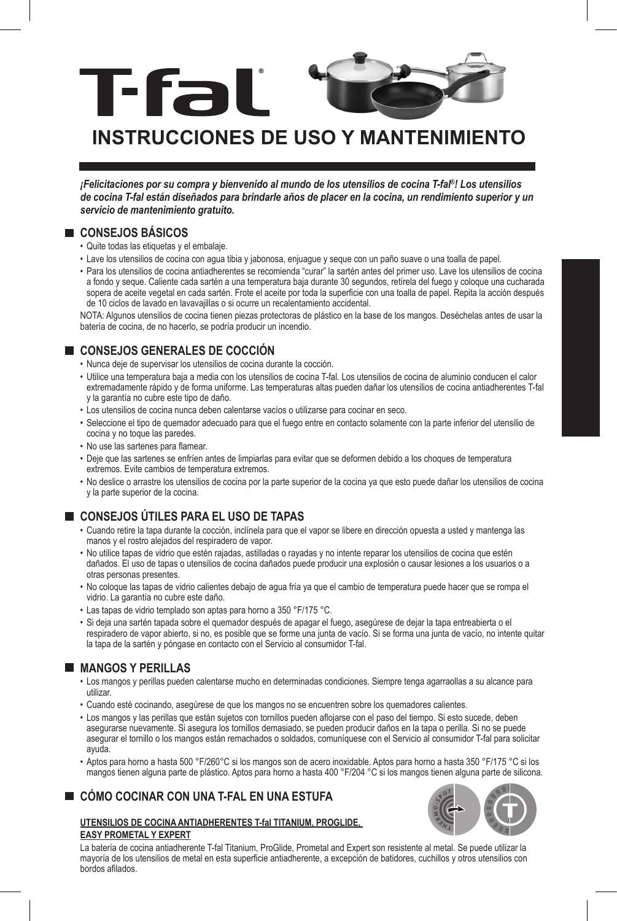# T-fal®

# INSTRUCCIONES DE USO Y MANTENIMIENTO

***¡Felicitaciones por su compra y bienvenido al mundo de los utensilios de cocina T-fal®! Los utensilios de cocina T-fal están diseñados para brindarle años de placer en la cocina, un rendimiento superior y un servicio de mantenimiento gratuito.***

## CONSEJOS BÁSICOS

- Quite todas las etiquetas y el embalaje.
- Lave los utensilios de cocina con agua tibia y jabonosa, enjuague y seque con un paño suave o una toalla de papel.
- Para los utensilios de cocina antiadherentes se recomienda "curar" la sartén antes del primer uso. Lave los utensilios de cocina a fondo y seque. Caliente cada sartén a una temperatura baja durante 30 segundos, retírela del fuego y coloque una cucharada sopera de aceite vegetal en cada sartén. Frote el aceite por toda la superficie con una toalla de papel. Repita la acción después de 10 ciclos de lavado en lavavajillas o si ocurre un recalentamiento accidental.

NOTA: Algunos utensilios de cocina tienen piezas protectoras de plástico en la base de los mangos. Deséchelas antes de usar la batería de cocina, de no hacerlo, se podría producir un incendio.

## CONSEJOS GENERALES DE COCCIÓN

- Nunca deje de supervisar los utensilios de cocina durante la cocción.
- Utilice una temperatura baja a media con los utensilios de cocina T-fal. Los utensilios de cocina de aluminio conducen el calor extremadamente rápido y de forma uniforme. Las temperaturas altas pueden dañar los utensilios de cocina antiadherentes T-fal y la garantía no cubre este tipo de daño.
- Los utensilios de cocina nunca deben calentarse vacíos o utilizarse para cocinar en seco.
- Seleccione el tipo de quemador adecuado para que el fuego entre en contacto solamente con la parte inferior del utensilio de cocina y no toque las paredes.
- No use las sartenes para flamear.
- Deje que las sartenes se enfríen antes de limpiarlas para evitar que se deformen debido a los choques de temperatura extremos. Evite cambios de temperatura extremos.
- No deslice o arrastre los utensilios de cocina por la parte superior de la cocina ya que esto puede dañar los utensilios de cocina y la parte superior de la cocina.

## CONSEJOS ÚTILES PARA EL USO DE TAPAS

- Cuando retire la tapa durante la cocción, inclínela para que el vapor se libere en dirección opuesta a usted y mantenga las manos y el rostro alejados del respiradero de vapor.
- No utilice tapas de vidrio que estén rajadas, astilladas o rayadas y no intente reparar los utensilios de cocina que estén dañados. El uso de tapas o utensilios de cocina dañados puede producir una explosión o causar lesiones a los usuarios o a otras personas presentes.
- No coloque las tapas de vidrio calientes debajo de agua fría ya que el cambio de temperatura puede hacer que se rompa el vidrio. La garantía no cubre este daño.
- Las tapas de vidrio templado son aptas para horno a 350 °F/175 °C.
- Si deja una sartén tapada sobre el quemador después de apagar el fuego, asegúrese de dejar la tapa entreabierta o el respiradero de vapor abierto, si no, es posible que se forme una junta de vacío. Si se forma una junta de vacío, no intente quitar la tapa de la sartén y póngase en contacto con el Servicio al consumidor T-fal.

## MANGOS Y PERILLAS

- Los mangos y perillas pueden calentarse mucho en determinadas condiciones. Siempre tenga agarraollas a su alcance para utilizar.
- Cuando esté cocinando, asegúrese de que los mangos no se encuentren sobre los quemadores calientes.
- Los mangos y las perillas que están sujetos con tornillos pueden aflojarse con el paso del tiempo. Si esto sucede, deben asegurarse nuevamente. Si asegura los tornillos demasiado, se pueden producir daños en la tapa o perilla. Si no se puede asegurar el tornillo o los mangos están remachados o soldados, comuníquese con el Servicio al consumidor T-fal para solicitar ayuda.
- Aptos para horno a hasta 500 °F/260°C si los mangos son de acero inoxidable. Aptos para horno a hasta 350 °F/175 °C si los mangos tienen alguna parte de plástico. Aptos para horno a hasta 400 °F/204 °C si los mangos tienen alguna parte de silicona.

## CÓMO COCINAR CON UNA T-FAL EN UNA ESTUFA

**UTENSILIOS DE COCINA ANTIADHERENTES T-fal TITANIUM, PROGLIDE, EASY PROMETAL Y EXPERT**

La batería de cocina antiadherente T-fal Titanium, ProGlide, Prometal and Expert son resistente al metal. Se puede utilizar la mayoría de los utensilios de metal en esta superficie antiadherente, a excepción de batidores, cuchillos y otros utensilios con bordos afilados.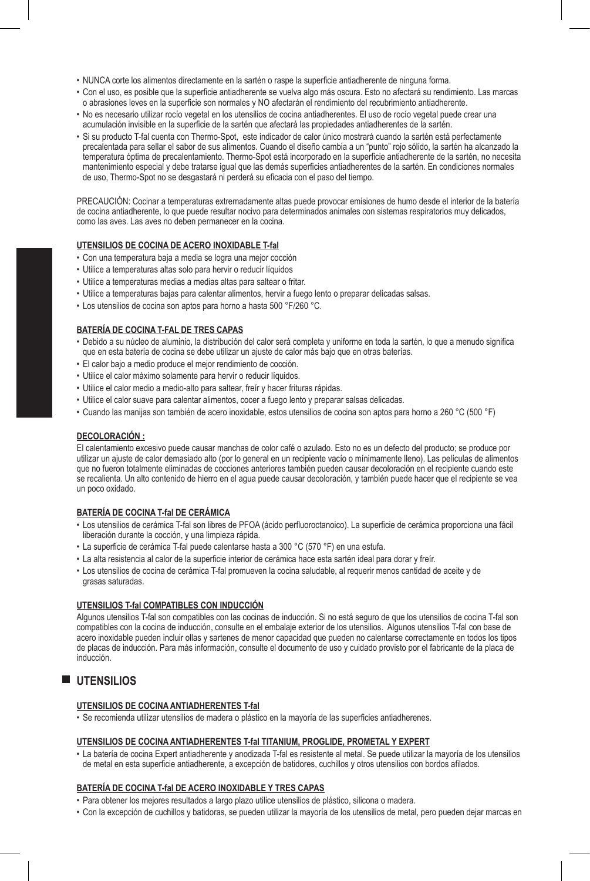- NUNCA corte los alimentos directamente en la sartén o raspe la superficie antiadherente de ninguna forma.
- Con el uso, es posible que la superficie antiadherente se vuelva algo más oscura. Esto no afectará su rendimiento. Las marcas o abrasiones leves en la superficie son normales y NO afectarán el rendimiento del recubrimiento antiadherente.
- No es necesario utilizar rocío vegetal en los utensilios de cocina antiadherentes. El uso de rocío vegetal puede crear una acumulación invisible en la superficie de la sartén que afectará las propiedades antiadherentes de la sartén.
- Si su producto T-fal cuenta con Thermo-Spot, este indicador de calor único mostrará cuando la sartén está perfectamente precalentada para sellar el sabor de sus alimentos. Cuando el diseño cambia a un "punto" rojo sólido, la sartén ha alcanzado la temperatura óptima de precalentamiento. Thermo-Spot está incorporado en la superficie antiadherente de la sartén, no necesita mantenimiento especial y debe tratarse igual que las demás superficies antiadherentes de la sartén. En condiciones normales de uso, Thermo-Spot no se desgastará ni perderá su eficacia con el paso del tiempo.

PRECAUCIÓN: Cocinar a temperaturas extremadamente altas puede provocar emisiones de humo desde el interior de la batería de cocina antiadherente, lo que puede resultar nocivo para determinados animales con sistemas respiratorios muy delicados, como las aves. Las aves no deben permanecer en la cocina.

**UTENSILIOS DE COCINA DE ACERO INOXIDABLE T-fal**

- Con una temperatura baja a media se logra una mejor cocción
- Utilice a temperaturas altas solo para hervir o reducir líquidos
- Utilice a temperaturas medias a medias altas para saltear o fritar.
- Utilice a temperaturas bajas para calentar alimentos, hervir a fuego lento o preparar delicadas salsas.
- Los utensilios de cocina son aptos para horno a hasta 500 °F/260 °C.

**BATERÍA DE COCINA T-FAL DE TRES CAPAS**

- Debido a su núcleo de aluminio, la distribución del calor será completa y uniforme en toda la sartén, lo que a menudo significa que en esta batería de cocina se debe utilizar un ajuste de calor más bajo que en otras baterías.
- El calor bajo a medio produce el mejor rendimiento de cocción.
- Utilice el calor máximo solamente para hervir o reducir líquidos.
- Utilice el calor medio a medio-alto para saltear, freír y hacer frituras rápidas.
- Utilice el calor suave para calentar alimentos, cocer a fuego lento y preparar salsas delicadas.
- Cuando las manijas son también de acero inoxidable, estos utensilios de cocina son aptos para horno a 260 °C (500 °F)

**DECOLORACIÓN :**

El calentamiento excesivo puede causar manchas de color café o azulado. Esto no es un defecto del producto; se produce por utilizar un ajuste de calor demasiado alto (por lo general en un recipiente vacío o mínimamente lleno). Las películas de alimentos que no fueron totalmente eliminadas de cocciones anteriores también pueden causar decoloración en el recipiente cuando este se recalienta. Un alto contenido de hierro en el agua puede causar decoloración, y también puede hacer que el recipiente se vea un poco oxidado.

**BATERÍA DE COCINA T-fal DE CERÁMICA**

- Los utensilios de cerámica T-fal son libres de PFOA (ácido perfluoroctanoico). La superficie de cerámica proporciona una fácil liberación durante la cocción, y una limpieza rápida.
- La superficie de cerámica T-fal puede calentarse hasta a 300 °C (570 °F) en una estufa.
- La alta resistencia al calor de la superficie interior de cerámica hace esta sartén ideal para dorar y freír.
- Los utensilios de cocina de cerámica T-fal promueven la cocina saludable, al requerir menos cantidad de aceite y de grasas saturadas.

**UTENSILIOS T-fal COMPATIBLES CON INDUCCIÓN**

Algunos utensilios T-fal son compatibles con las cocinas de inducción. Si no está seguro de que los utensilios de cocina T-fal son compatibles con la cocina de inducción, consulte en el embalaje exterior de los utensilios. Algunos utensilios T-fal con base de acero inoxidable pueden incluir ollas y sartenes de menor capacidad que pueden no calentarse correctamente en todos los tipos de placas de inducción. Para más información, consulte el documento de uso y cuidado provisto por el fabricante de la placa de inducción.

## UTENSILIOS

**UTENSILIOS DE COCINA ANTIADHERENTES T-fal**

- Se recomienda utilizar utensilios de madera o plástico en la mayoría de las superficies antiadherenes.

**UTENSILIOS DE COCINA ANTIADHERENTES T-fal TITANIUM, PROGLIDE, PROMETAL Y EXPERT**

- La batería de cocina Expert antiadherente y anodizada T-fal es resistente al metal. Se puede utilizar la mayoría de los utensilios de metal en esta superficie antiadherente, a excepción de batidores, cuchillos y otros utensilios con bordos afilados.

**BATERÍA DE COCINA T-fal DE ACERO INOXIDABLE Y TRES CAPAS**

- Para obtener los mejores resultados a largo plazo utilice utensilios de plástico, silicona o madera.
- Con la excepción de cuchillos y batidoras, se pueden utilizar la mayoría de los utensilios de metal, pero pueden dejar marcas en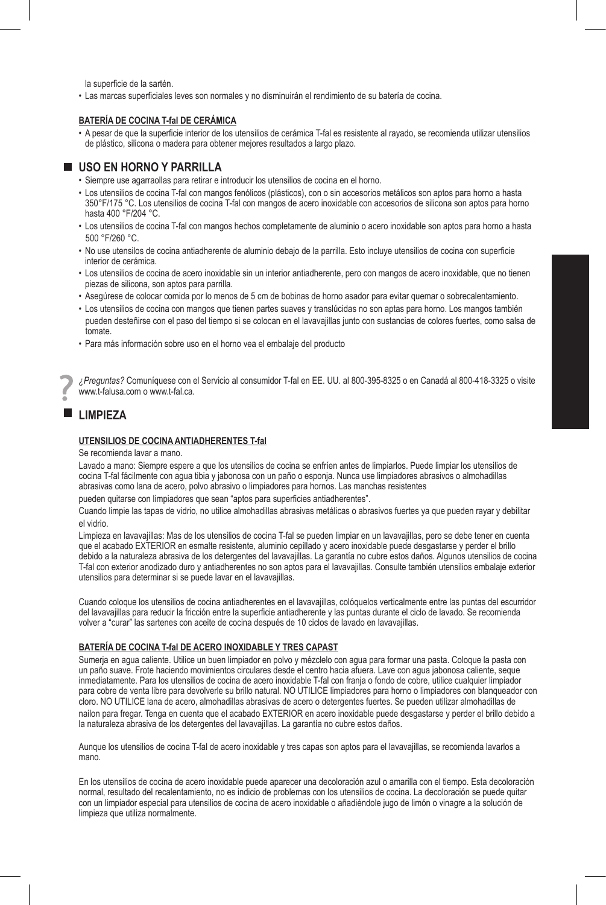la superficie de la sartén.

- Las marcas superficiales leves son normales y no disminuirán el rendimiento de su batería de cocina.

**BATERÍA DE COCINA T-fal DE CERÁMICA**

- A pesar de que la superficie interior de los utensilios de cerámica T-fal es resistente al rayado, se recomienda utilizar utensilios de plástico, silicona o madera para obtener mejores resultados a largo plazo.

## USO EN HORNO Y PARRILLA

- Siempre use agarraollas para retirar e introducir los utensilios de cocina en el horno.
- Los utensilios de cocina T-fal con mangos fenólicos (plásticos), con o sin accesorios metálicos son aptos para horno a hasta 350°F/175 °C. Los utensilios de cocina T-fal con mangos de acero inoxidable con accesorios de silicona son aptos para horno hasta 400 °F/204 °C.
- Los utensilios de cocina T-fal con mangos hechos completamente de aluminio o acero inoxidable son aptos para horno a hasta 500 °F/260 °C.
- No use utensilos de cocina antiadherente de aluminio debajo de la parrilla. Esto incluye utensilios de cocina con superficie interior de cerámica.
- Los utensilios de cocina de acero inoxidable sin un interior antiadherente, pero con mangos de acero inoxidable, que no tienen piezas de silicona, son aptos para parrilla.
- Asegúrese de colocar comida por lo menos de 5 cm de bobinas de horno asador para evitar quemar o sobrecalentamiento.
- Los utensilios de cocina con mangos que tienen partes suaves y translúcidas no son aptas para horno. Los mangos también pueden desteñirse con el paso del tiempo si se colocan en el lavavajillas junto con sustancias de colores fuertes, como salsa de tomate.
- Para más información sobre uso en el horno vea el embalaje del producto

? *¿Preguntas?* Comuníquese con el Servicio al consumidor T-fal en EE. UU. al 800-395-8325 o en Canadá al 800-418-3325 o visite www.t-falusa.com o www.t-fal.ca.

## LIMPIEZA

**UTENSILIOS DE COCINA ANTIADHERENTES T-fal**

Se recomienda lavar a mano.

Lavado a mano: Siempre espere a que los utensilios de cocina se enfríen antes de limpiarlos. Puede limpiar los utensilios de cocina T-fal fácilmente con agua tibia y jabonosa con un paño o esponja. Nunca use limpiadores abrasivos o almohadillas abrasivas como lana de acero, polvo abrasivo o limpiadores para hornos. Las manchas resistentes pueden quitarse con limpiadores que sean "aptos para superficies antiadherentes".

Cuando limpie las tapas de vidrio, no utilice almohadillas abrasivas metálicas o abrasivos fuertes ya que pueden rayar y debilitar el vidrio.

Limpieza en lavavajillas: Mas de los utensilios de cocina T-fal se pueden limpiar en un lavavajillas, pero se debe tener en cuenta que el acabado EXTERIOR en esmalte resistente, aluminio cepillado y acero inoxidable puede desgastarse y perder el brillo debido a la naturaleza abrasiva de los detergentes del lavavajillas. La garantía no cubre estos daños. Algunos utensilios de cocina T-fal con exterior anodizado duro y antiadherentes no son aptos para el lavavajillas. Consulte también utensilios embalaje exterior utensilios para determinar si se puede lavar en el lavavajillas.

Cuando coloque los utensilios de cocina antiadherentes en el lavavajillas, colóquelos verticalmente entre las puntas del escurridor del lavavajillas para reducir la fricción entre la superficie antiadherente y las puntas durante el ciclo de lavado. Se recomienda volver a "curar" las sartenes con aceite de cocina después de 10 ciclos de lavado en lavavajillas.

**BATERÍA DE COCINA T-fal DE ACERO INOXIDABLE Y TRES CAPAST**

Sumerja en agua caliente. Utilice un buen limpiador en polvo y mézclelo con agua para formar una pasta. Coloque la pasta con un paño suave. Frote haciendo movimientos circulares desde el centro hacia afuera. Lave con agua jabonosa caliente, seque inmediatamente. Para los utensilios de cocina de acero inoxidable T-fal con franja o fondo de cobre, utilice cualquier limpiador para cobre de venta libre para devolverle su brillo natural. NO UTILICE limpiadores para horno o limpiadores con blanqueador con cloro. NO UTILICE lana de acero, almohadillas abrasivas de acero o detergentes fuertes. Se pueden utilizar almohadillas de nailon para fregar. Tenga en cuenta que el acabado EXTERIOR en acero inoxidable puede desgastarse y perder el brillo debido a la naturaleza abrasiva de los detergentes del lavavajillas. La garantía no cubre estos daños.

Aunque los utensilios de cocina T-fal de acero inoxidable y tres capas son aptos para el lavavajillas, se recomienda lavarlos a mano.

En los utensilios de cocina de acero inoxidable puede aparecer una decoloración azul o amarilla con el tiempo. Esta decoloración normal, resultado del recalentamiento, no es indicio de problemas con los utensilios de cocina. La decoloración se puede quitar con un limpiador especial para utensilios de cocina de acero inoxidable o añadiéndole jugo de limón o vinagre a la solución de limpieza que utiliza normalmente.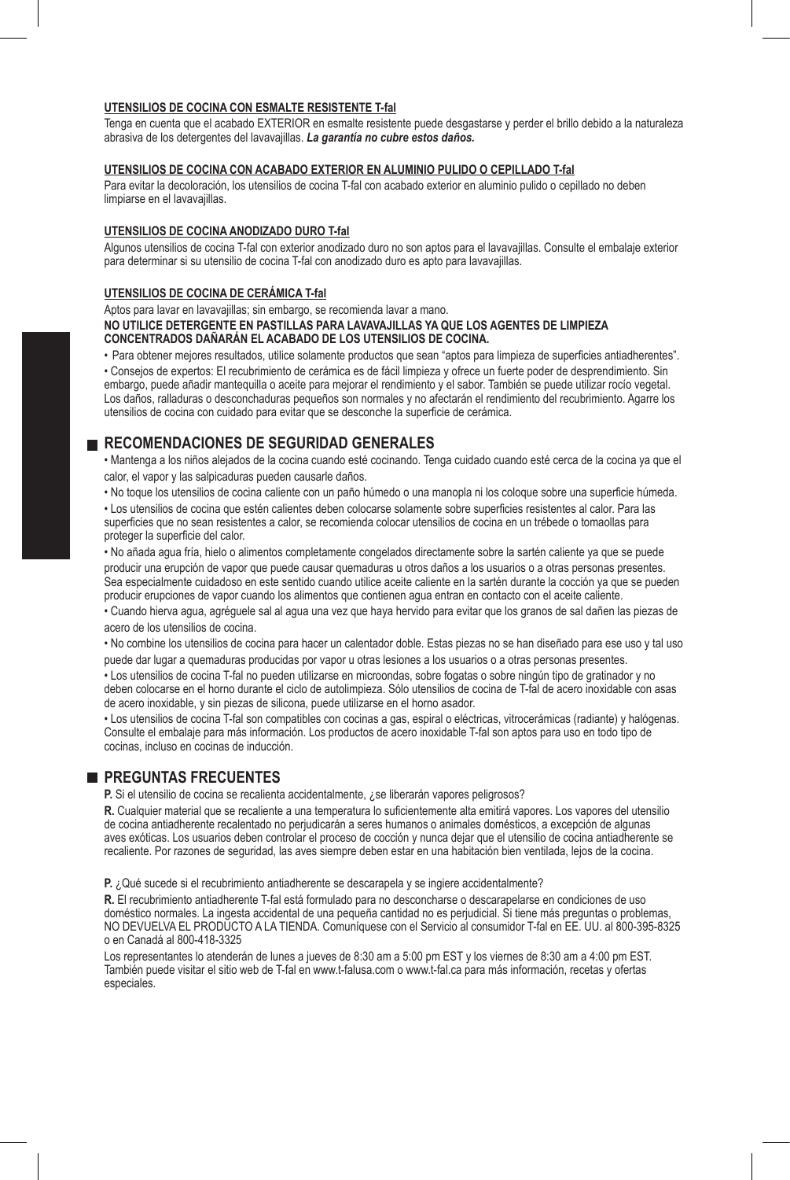#### UTENSILIOS DE COCINA CON ESMALTE RESISTENTE T-fal

Tenga en cuenta que el acabado EXTERIOR en esmalte resistente puede desgastarse y perder el brillo debido a la naturaleza abrasiva de los detergentes del lavavajillas. ***La garantía no cubre estos daños.***

#### UTENSILIOS DE COCINA CON ACABADO EXTERIOR EN ALUMINIO PULIDO O CEPILLADO T-fal

Para evitar la decoloración, los utensilios de cocina T-fal con acabado exterior en aluminio pulido o cepillado no deben limpiarse en el lavavajillas.

#### UTENSILIOS DE COCINA ANODIZADO DURO T-fal

Algunos utensilios de cocina T-fal con exterior anodizado duro no son aptos para el lavavajillas. Consulte el embalaje exterior para determinar si su utensilio de cocina T-fal con anodizado duro es apto para lavavajillas.

#### UTENSILIOS DE COCINA DE CERÁMICA T-fal

Aptos para lavar en lavavajillas; sin embargo, se recomienda lavar a mano.

**NO UTILICE DETERGENTE EN PASTILLAS PARA LAVAVAJILLAS YA QUE LOS AGENTES DE LIMPIEZA CONCENTRADOS DAÑARÁN EL ACABADO DE LOS UTENSILIOS DE COCINA.**

- Para obtener mejores resultados, utilice solamente productos que sean “aptos para limpieza de superficies antiadherentes”.
- Consejos de expertos: El recubrimiento de cerámica es de fácil limpieza y ofrece un fuerte poder de desprendimiento. Sin embargo, puede añadir mantequilla o aceite para mejorar el rendimiento y el sabor. También se puede utilizar rocío vegetal. Los daños, ralladuras o desconchaduras pequeños son normales y no afectarán el rendimiento del recubrimiento. Agarre los utensilios de cocina con cuidado para evitar que se desconche la superficie de cerámica.

## RECOMENDACIONES DE SEGURIDAD GENERALES

- Mantenga a los niños alejados de la cocina cuando esté cocinando. Tenga cuidado cuando esté cerca de la cocina ya que el calor, el vapor y las salpicaduras pueden causarle daños.
- No toque los utensilios de cocina caliente con un paño húmedo o una manopla ni los coloque sobre una superficie húmeda.
- Los utensilios de cocina que estén calientes deben colocarse solamente sobre superficies resistentes al calor. Para las superficies que no sean resistentes a calor, se recomienda colocar utensilios de cocina en un trébede o tomaollas para proteger la superficie del calor.
- No añada agua fría, hielo o alimentos completamente congelados directamente sobre la sartén caliente ya que se puede producir una erupción de vapor que puede causar quemaduras u otros daños a los usuarios o a otras personas presentes. Sea especialmente cuidadoso en este sentido cuando utilice aceite caliente en la sartén durante la cocción ya que se pueden producir erupciones de vapor cuando los alimentos que contienen agua entran en contacto con el aceite caliente.
- Cuando hierva agua, agréguele sal al agua una vez que haya hervido para evitar que los granos de sal dañen las piezas de acero de los utensilios de cocina.
- No combine los utensilios de cocina para hacer un calentador doble. Estas piezas no se han diseñado para ese uso y tal uso puede dar lugar a quemaduras producidas por vapor u otras lesiones a los usuarios o a otras personas presentes.
- Los utensilios de cocina T-fal no pueden utilizarse en microondas, sobre fogatas o sobre ningún tipo de gratinador y no deben colocarse en el horno durante el ciclo de autolimpieza. Sólo utensilios de cocina de T-fal de acero inoxidable con asas de acero inoxidable, y sin piezas de silicona, puede utilizarse en el horno asador.
- Los utensilios de cocina T-fal son compatibles con cocinas a gas, espiral o eléctricas, vitrocerámicas (radiante) y halógenas. Consulte el embalaje para más información. Los productos de acero inoxidable T-fal son aptos para uso en todo tipo de cocinas, incluso en cocinas de inducción.

## PREGUNTAS FRECUENTES

**P.** Si el utensilio de cocina se recalienta accidentalmente, ¿se liberarán vapores peligrosos?

**R.** Cualquier material que se recaliente a una temperatura lo suficientemente alta emitirá vapores. Los vapores del utensilio de cocina antiadherente recalentado no perjudicarán a seres humanos o animales domésticos, a excepción de algunas aves exóticas. Los usuarios deben controlar el proceso de cocción y nunca dejar que el utensilio de cocina antiadherente se recaliente. Por razones de seguridad, las aves siempre deben estar en una habitación bien ventilada, lejos de la cocina.

**P.** ¿Qué sucede si el recubrimiento antiadherente se descarapela y se ingiere accidentalmente?

**R.** El recubrimiento antiadherente T-fal está formulado para no desconcharse o descarapelarse en condiciones de uso doméstico normales. La ingesta accidental de una pequeña cantidad no es perjudicial. Si tiene más preguntas o problemas, NO DEVUELVA EL PRODUCTO A LA TIENDA. Comuníquese con el Servicio al consumidor T-fal en EE. UU. al 800-395-8325 o en Canadá al 800-418-3325

Los representantes lo atenderán de lunes a jueves de 8:30 am a 5:00 pm EST y los viernes de 8:30 am a 4:00 pm EST. También puede visitar el sitio web de T-fal en www.t-falusa.com o www.t-fal.ca para más información, recetas y ofertas especiales.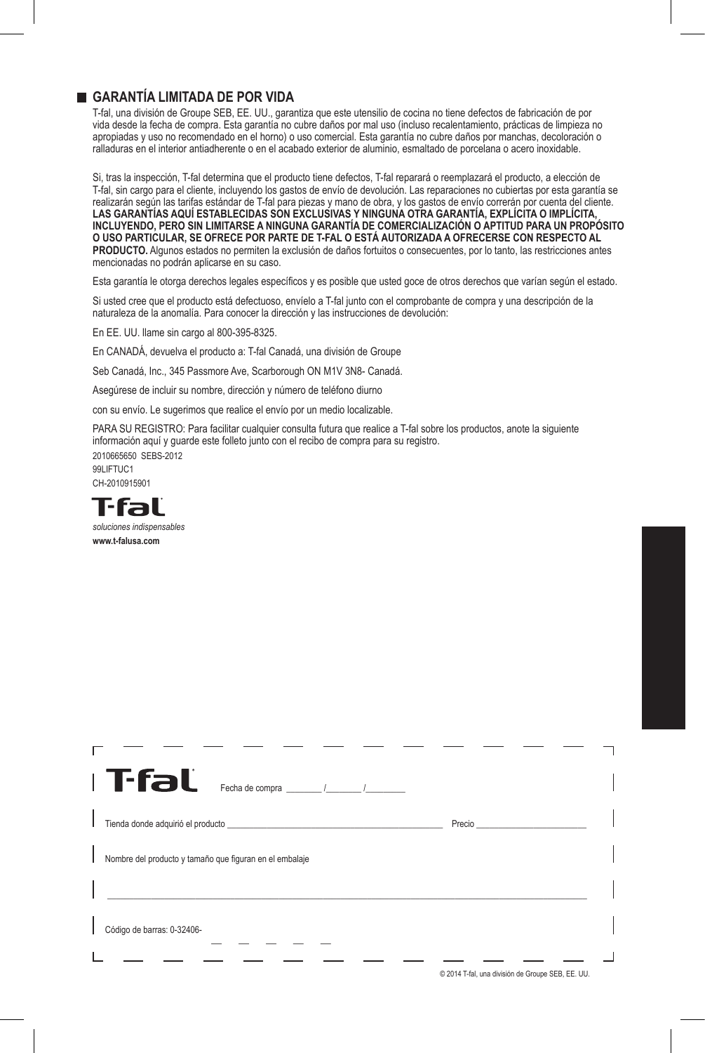## GARANTÍA LIMITADA DE POR VIDA

T-fal, una división de Groupe SEB, EE. UU., garantiza que este utensilio de cocina no tiene defectos de fabricación de por vida desde la fecha de compra. Esta garantía no cubre daños por mal uso (incluso recalentamiento, prácticas de limpieza no apropiadas y uso no recomendado en el horno) o uso comercial. Esta garantía no cubre daños por manchas, decoloración o ralladuras en el interior antiadherente o en el acabado exterior de aluminio, esmaltado de porcelana o acero inoxidable.

Si, tras la inspección, T-fal determina que el producto tiene defectos, T-fal reparará o reemplazará el producto, a elección de T-fal, sin cargo para el cliente, incluyendo los gastos de envío de devolución. Las reparaciones no cubiertas por esta garantía se realizarán según las tarifas estándar de T-fal para piezas y mano de obra, y los gastos de envío correrán por cuenta del cliente. **LAS GARANTÍAS AQUÍ ESTABLECIDAS SON EXCLUSIVAS Y NINGUNA OTRA GARANTÍA, EXPLÍCITA O IMPLÍCITA, INCLUYENDO, PERO SIN LIMITARSE A NINGUNA GARANTÍA DE COMERCIALIZACIÓN O APTITUD PARA UN PROPÓSITO O USO PARTICULAR, SE OFRECE POR PARTE DE T-FAL O ESTÁ AUTORIZADA A OFRECERSE CON RESPECTO AL PRODUCTO.** Algunos estados no permiten la exclusión de daños fortuitos o consecuentes, por lo tanto, las restricciones antes mencionadas no podrán aplicarse en su caso.

Esta garantía le otorga derechos legales específicos y es posible que usted goce de otros derechos que varían según el estado.

Si usted cree que el producto está defectuoso, envíelo a T-fal junto con el comprobante de compra y una descripción de la naturaleza de la anomalía. Para conocer la dirección y las instrucciones de devolución:

En EE. UU. llame sin cargo al 800-395-8325.

En CANADÁ, devuelva el producto a: T-fal Canadá, una división de Groupe

Seb Canadá, Inc., 345 Passmore Ave, Scarborough ON M1V 3N8- Canadá.

Asegúrese de incluir su nombre, dirección y número de teléfono diurno

con su envío. Le sugerimos que realice el envío por un medio localizable.

PARA SU REGISTRO: Para facilitar cualquier consulta futura que realice a T-fal sobre los productos, anote la siguiente información aquí y guarde este folleto junto con el recibo de compra para su registro.

2010665650 SEBS-2012
99LIFTUC1
CH-2010915901

T-fal

*soluciones indispensables*

**www.t-falusa.com**

---

T-fal Fecha de compra ________ /________ /________

Tienda donde adquirió el producto ________________________________ Precio ________________

Nombre del producto y tamaño que figuran en el embalaje

______________________________________________________________________

Código de barras: 0-32406- __ __ __ __ __

---

© 2014 T-fal, una división de Groupe SEB, EE. UU.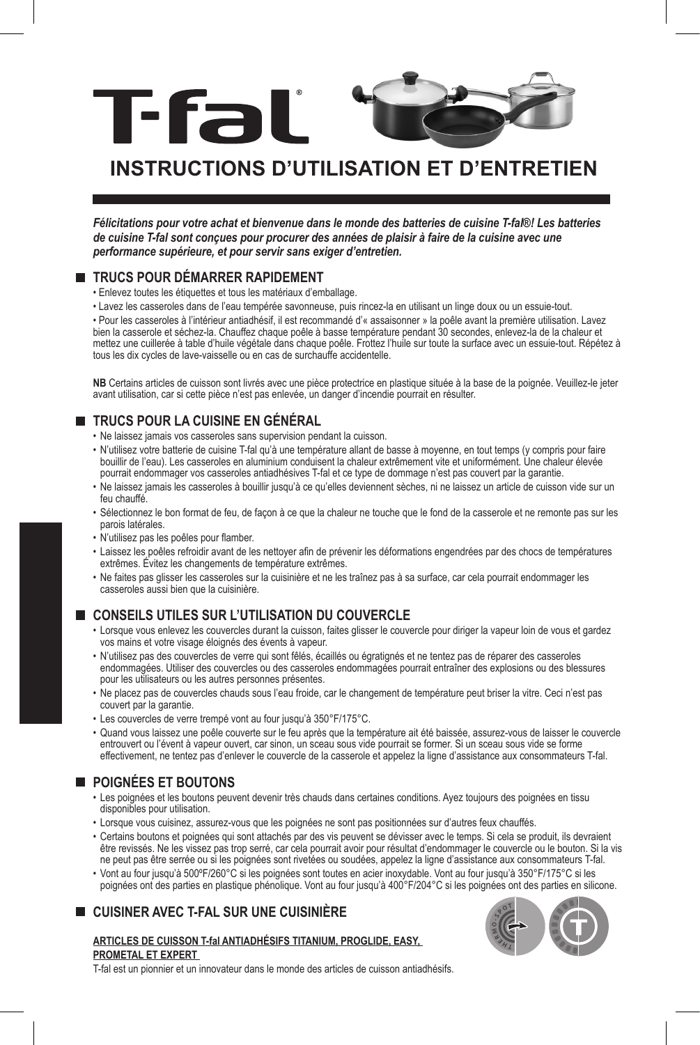# T-fal

## INSTRUCTIONS D'UTILISATION ET D'ENTRETIEN

***Félicitations pour votre achat et bienvenue dans le monde des batteries de cuisine T-fal®! Les batteries de cuisine T-fal sont conçues pour procurer des années de plaisir à faire de la cuisine avec une performance supérieure, et pour servir sans exiger d'entretien.***

### TRUCS POUR DÉMARRER RAPIDEMENT

• Enlevez toutes les étiquettes et tous les matériaux d'emballage.

• Lavez les casseroles dans de l'eau tempérée savonneuse, puis rincez-la en utilisant un linge doux ou un essuie-tout.

• Pour les casseroles à l'intérieur antiadhésif, il est recommandé d'« assaisonner » la poêle avant la première utilisation. Lavez bien la casserole et séchez-la. Chauffez chaque poêle à basse température pendant 30 secondes, enlevez-la de la chaleur et mettez une cuillerée à table d'huile végétale dans chaque poêle. Frottez l'huile sur toute la surface avec un essuie-tout. Répétez à tous les dix cycles de lave-vaisselle ou en cas de surchauffe accidentelle.

**NB** Certains articles de cuisson sont livrés avec une pièce protectrice en plastique située à la base de la poignée. Veuillez-le jeter avant utilisation, car si cette pièce n'est pas enlevée, un danger d'incendie pourrait en résulter.

### TRUCS POUR LA CUISINE EN GÉNÉRAL

- Ne laissez jamais vos casseroles sans supervision pendant la cuisson.
- N'utilisez votre batterie de cuisine T-fal qu'à une température allant de basse à moyenne, en tout temps (y compris pour faire bouillir de l'eau). Les casseroles en aluminium conduisent la chaleur extrêmement vite et uniformément. Une chaleur élevée pourrait endommager vos casseroles antiadhésives T-fal et ce type de dommage n'est pas couvert par la garantie.
- Ne laissez jamais les casseroles à bouillir jusqu'à ce qu'elles deviennent sèches, ni ne laissez un article de cuisson vide sur un feu chauffé.
- Sélectionnez le bon format de feu, de façon à ce que la chaleur ne touche que le fond de la casserole et ne remonte pas sur les parois latérales.
- N'utilisez pas les poêles pour flamber.
- Laissez les poêles refroidir avant de les nettoyer afin de prévenir les déformations engendrées par des chocs de températures extrêmes. Évitez les changements de température extrêmes.
- Ne faites pas glisser les casseroles sur la cuisinière et ne les traînez pas à sa surface, car cela pourrait endommager les casseroles aussi bien que la cuisinière.

### CONSEILS UTILES SUR L'UTILISATION DU COUVERCLE

- Lorsque vous enlevez les couvercles durant la cuisson, faites glisser le couvercle pour diriger la vapeur loin de vous et gardez vos mains et votre visage éloignés des évents à vapeur.
- N'utilisez pas des couvercles de verre qui sont fêlés, écaillés ou égratignés et ne tentez pas de réparer des casseroles endommagées. Utiliser des couvercles ou des casseroles endommagées pourrait entraîner des explosions ou des blessures pour les utilisateurs ou les autres personnes présentes.
- Ne placez pas de couvercles chauds sous l'eau froide, car le changement de température peut briser la vitre. Ceci n'est pas couvert par la garantie.
- Les couvercles de verre trempé vont au four jusqu'à 350°F/175°C.
- Quand vous laissez une poêle couverte sur le feu après que la température ait été baissée, assurez-vous de laisser le couvercle entrouvert ou l'évent à vapeur ouvert, car sinon, un sceau sous vide pourrait se former. Si un sceau sous vide se forme effectivement, ne tentez pas d'enlever le couvercle de la casserole et appelez la ligne d'assistance aux consommateurs T-fal.

### POIGNÉES ET BOUTONS

- Les poignées et les boutons peuvent devenir très chauds dans certaines conditions. Ayez toujours des poignées en tissu disponibles pour utilisation.
- Lorsque vous cuisinez, assurez-vous que les poignées ne sont pas positionnées sur d'autres feux chauffés.
- Certains boutons et poignées qui sont attachés par des vis peuvent se dévisser avec le temps. Si cela se produit, ils devraient être revissés. Ne les vissez pas trop serré, car cela pourrait avoir pour résultat d'endommager le couvercle ou le bouton. Si la vis ne peut pas être serrée ou si les poignées sont rivetées ou soudées, appelez la ligne d'assistance aux consommateurs T-fal.
- Vont au four jusqu'à 500ºF/260°C si les poignées sont toutes en acier inoxydable. Vont au four jusqu'à 350°F/175°C si les poignées ont des parties en plastique phénolique. Vont au four jusqu'à 400°F/204°C si les poignées ont des parties en silicone.

### CUISINER AVEC T-FAL SUR UNE CUISINIÈRE

**ARTICLES DE CUISSON T-fal ANTIADHÉSIFS TITANIUM, PROGLIDE, EASY, PROMETAL ET EXPERT**

T-fal est un pionnier et un innovateur dans le monde des articles de cuisson antiadhésifs.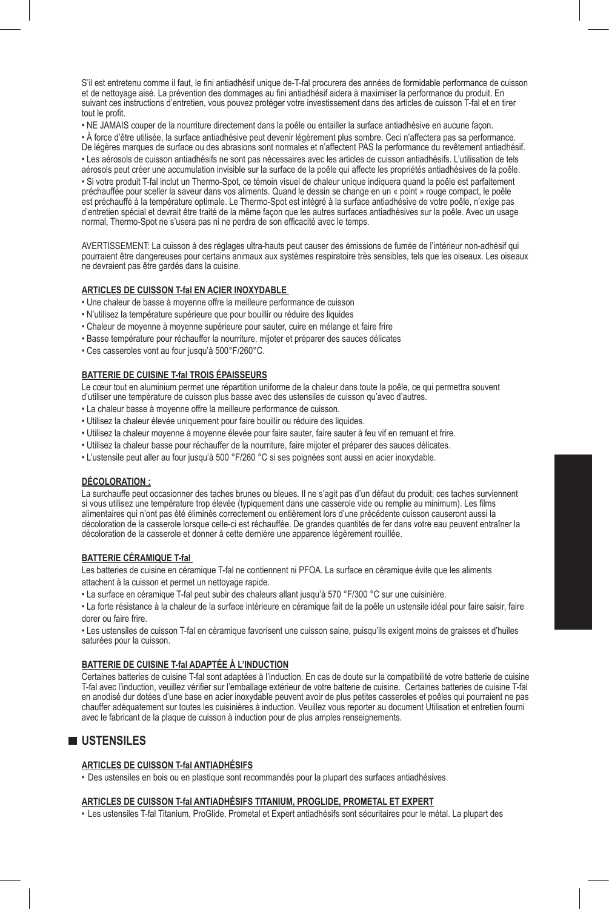S'il est entretenu comme il faut, le fini antiadhésif unique de-T-fal procurera des années de formidable performance de cuisson et de nettoyage aisé. La prévention des dommages au fini antiadhésif aidera à maximiser la performance du produit. En suivant ces instructions d'entretien, vous pouvez protéger votre investissement dans des articles de cuisson T-fal et en tirer tout le profit.

• NE JAMAIS couper de la nourriture directement dans la poêle ou entailler la surface antiadhésive en aucune façon.

• À force d'être utilisée, la surface antiadhésive peut devenir légèrement plus sombre. Ceci n'affectera pas sa performance. De légères marques de surface ou des abrasions sont normales et n'affectent PAS la performance du revêtement antiadhésif.

• Les aérosols de cuisson antiadhésifs ne sont pas nécessaires avec les articles de cuisson antiadhésifs. L'utilisation de tels aérosols peut créer une accumulation invisible sur la surface de la poêle qui affecte les propriétés antiadhésives de la poêle.

• Si votre produit T-fal inclut un Thermo-Spot, ce témoin visuel de chaleur unique indiquera quand la poêle est parfaitement préchauffée pour sceller la saveur dans vos aliments. Quand le dessin se change en un « point » rouge compact, le poêle est préchauffé à la température optimale. Le Thermo-Spot est intégré à la surface antiadhésive de votre poêle, n'exige pas d'entretien spécial et devrait être traité de la même façon que les autres surfaces antiadhésives sur la poêle. Avec un usage normal, Thermo-Spot ne s'usera pas ni ne perdra de son efficacité avec le temps.

AVERTISSEMENT: La cuisson à des réglages ultra-hauts peut causer des émissions de fumée de l'intérieur non-adhésif qui pourraient être dangereuses pour certains animaux aux systèmes respiratoire très sensibles, tels que les oiseaux. Les oiseaux ne devraient pas être gardés dans la cuisine.

**ARTICLES DE CUISSON T-fal EN ACIER INOXYDABLE**

• Une chaleur de basse à moyenne offre la meilleure performance de cuisson
• N'utilisez la température supérieure que pour bouillir ou réduire des liquides
• Chaleur de moyenne à moyenne supérieure pour sauter, cuire en mélange et faire frire
• Basse température pour réchauffer la nourriture, mijoter et préparer des sauces délicates
• Ces casseroles vont au four jusqu'à 500°F/260°C.

**BATTERIE DE CUISINE T-fal TROIS ÉPAISSEURS**

Le cœur tout en aluminium permet une répartition uniforme de la chaleur dans toute la poêle, ce qui permettra souvent d'utiliser une température de cuisson plus basse avec des ustensiles de cuisson qu'avec d'autres.

• La chaleur basse à moyenne offre la meilleure performance de cuisson.
• Utilisez la chaleur élevée uniquement pour faire bouillir ou réduire des liquides.
• Utilisez la chaleur moyenne à moyenne élevée pour faire sauter, faire sauter à feu vif en remuant et frire.
• Utilisez la chaleur basse pour réchauffer de la nourriture, faire mijoter et préparer des sauces délicates.
• L'ustensile peut aller au four jusqu'à 500 °F/260 °C si ses poignées sont aussi en acier inoxydable.

**DÉCOLORATION :**

La surchauffe peut occasionner des taches brunes ou bleues. Il ne s'agit pas d'un défaut du produit; ces taches surviennent si vous utilisez une température trop élevée (typiquement dans une casserole vide ou remplie au minimum). Les films alimentaires qui n'ont pas été éliminés correctement ou entièrement lors d'une précédente cuisson causeront aussi la décoloration de la casserole lorsque celle-ci est réchauffée. De grandes quantités de fer dans votre eau peuvent entraîner la décoloration de la casserole et donner à cette dernière une apparence légèrement rouillée.

**BATTERIE CÉRAMIQUE T-fal**

Les batteries de cuisine en céramique T-fal ne contiennent ni PFOA. La surface en céramique évite que les aliments attachent à la cuisson et permet un nettoyage rapide.

• La surface en céramique T-fal peut subir des chaleurs allant jusqu'à 570 °F/300 °C sur une cuisinière.

• La forte résistance à la chaleur de la surface intérieure en céramique fait de la poêle un ustensile idéal pour faire saisir, faire dorer ou faire frire.

• Les ustensiles de cuisson T-fal en céramique favorisent une cuisson saine, puisqu'ils exigent moins de graisses et d'huiles saturées pour la cuisson.

**BATTERIE DE CUISINE T-fal ADAPTÉE À L'INDUCTION**

Certaines batteries de cuisine T-fal sont adaptées à l'induction. En cas de doute sur la compatibilité de votre batterie de cuisine T-fal avec l'induction, veuillez vérifier sur l'emballage extérieur de votre batterie de cuisine. Certaines batteries de cuisine T-fal en anodisé dur dotées d'une base en acier inoxydable peuvent avoir de plus petites casseroles et poêles qui pourraient ne pas chauffer adéquatement sur toutes les cuisinières à induction. Veuillez vous reporter au document Utilisation et entretien fourni avec le fabricant de la plaque de cuisson à induction pour de plus amples renseignements.

## USTENSILES

**ARTICLES DE CUISSON T-fal ANTIADHÉSIFS**

• Des ustensiles en bois ou en plastique sont recommandés pour la plupart des surfaces antiadhésives.

**ARTICLES DE CUISSON T-fal ANTIADHÉSIFS TITANIUM, PROGLIDE, PROMETAL ET EXPERT**

• Les ustensiles T-fal Titanium, ProGlide, Prometal et Expert antiadhésifs sont sécuritaires pour le métal. La plupart des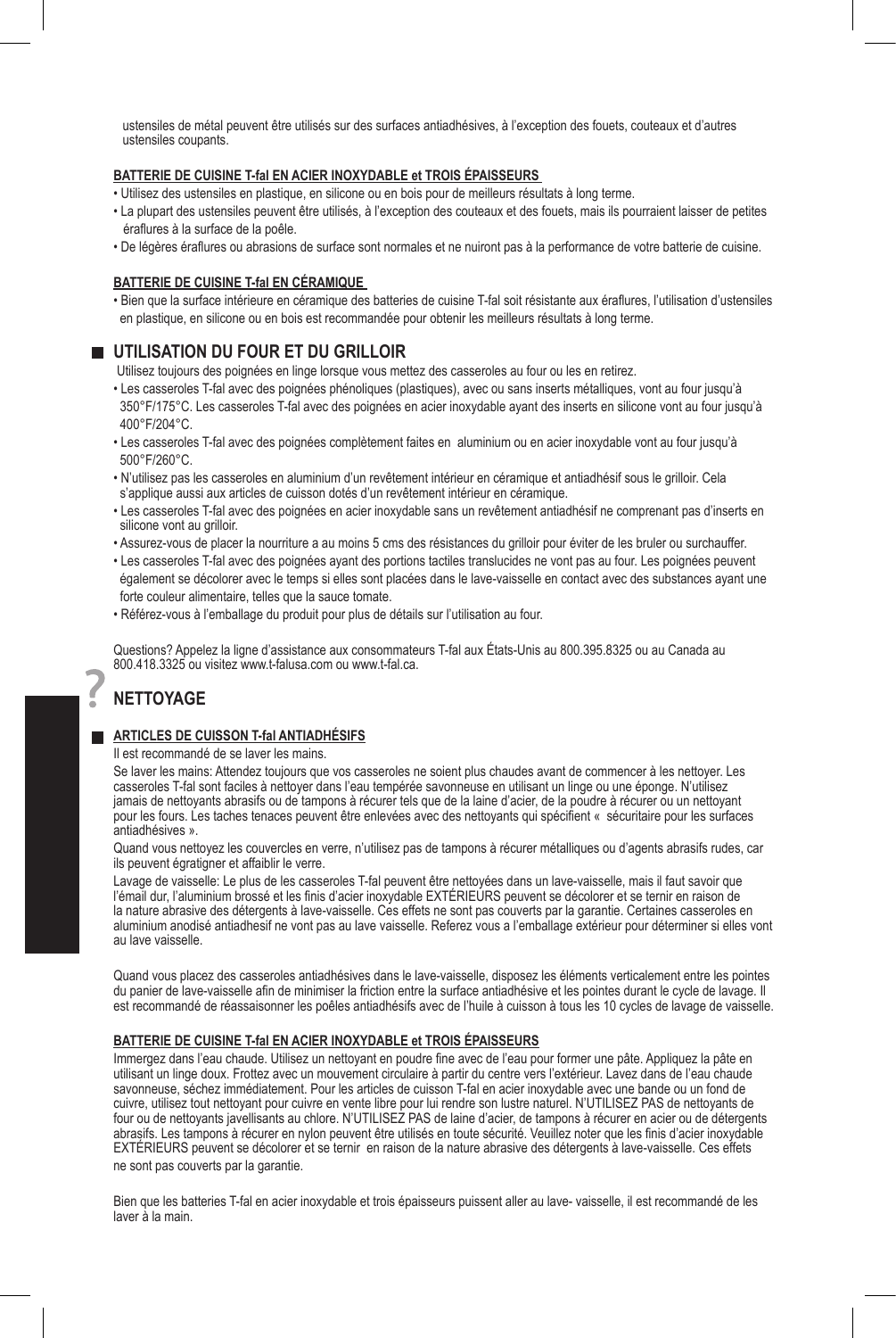ustensiles de métal peuvent être utilisés sur des surfaces antiadhésives, à l'exception des fouets, couteaux et d'autres ustensiles coupants.

**BATTERIE DE CUISINE T-fal EN ACIER INOXYDABLE et TROIS ÉPAISSEURS**

- Utilisez des ustensiles en plastique, en silicone ou en bois pour de meilleurs résultats à long terme.
- La plupart des ustensiles peuvent être utilisés, à l'exception des couteaux et des fouets, mais ils pourraient laisser de petites éraflures à la surface de la poêle.
- De légères éraflures ou abrasions de surface sont normales et ne nuiront pas à la performance de votre batterie de cuisine.

**BATTERIE DE CUISINE T-fal EN CÉRAMIQUE**

- Bien que la surface intérieure en céramique des batteries de cuisine T-fal soit résistante aux éraflures, l'utilisation d'ustensiles en plastique, en silicone ou en bois est recommandée pour obtenir les meilleurs résultats à long terme.

## UTILISATION DU FOUR ET DU GRILLOIR

Utilisez toujours des poignées en linge lorsque vous mettez des casseroles au four ou les en retirez.

- Les casseroles T-fal avec des poignées phénoliques (plastiques), avec ou sans inserts métalliques, vont au four jusqu'à 350°F/175°C. Les casseroles T-fal avec des poignées en acier inoxydable ayant des inserts en silicone vont au four jusqu'à 400°F/204°C.
- Les casseroles T-fal avec des poignées complètement faites en aluminium ou en acier inoxydable vont au four jusqu'à 500°F/260°C.
- N'utilisez pas les casseroles en aluminium d'un revêtement intérieur en céramique et antiadhésif sous le grilloir. Cela s'applique aussi aux articles de cuisson dotés d'un revêtement intérieur en céramique.
- Les casseroles T-fal avec des poignées en acier inoxydable sans un revêtement antiadhésif ne comprenant pas d'inserts en silicone vont au grilloir.
- Assurez-vous de placer la nourriture a au moins 5 cms des résistances du grilloir pour éviter de les bruler ou surchauffer.
- Les casseroles T-fal avec des poignées ayant des portions tactiles translucides ne vont pas au four. Les poignées peuvent également se décolorer avec le temps si elles sont placées dans le lave-vaisselle en contact avec des substances ayant une forte couleur alimentaire, telles que la sauce tomate.
- Référez-vous à l'emballage du produit pour plus de détails sur l'utilisation au four.

Questions? Appelez la ligne d'assistance aux consommateurs T-fal aux États-Unis au 800.395.8325 ou au Canada au 800.418.3325 ou visitez www.t-falusa.com ou www.t-fal.ca.

## NETTOYAGE

**ARTICLES DE CUISSON T-fal ANTIADHÉSIFS**

Il est recommandé de se laver les mains.

Se laver les mains: Attendez toujours que vos casseroles ne soient plus chaudes avant de commencer à les nettoyer. Les casseroles T-fal sont faciles à nettoyer dans l'eau tempérée savonneuse en utilisant un linge ou une éponge. N'utilisez jamais de nettoyants abrasifs ou de tampons à récurer tels que de la laine d'acier, de la poudre à récurer ou un nettoyant pour les fours. Les taches tenaces peuvent être enlevées avec des nettoyants qui spécifient « sécuritaire pour les surfaces antiadhésives ».

Quand vous nettoyez les couvercles en verre, n'utilisez pas de tampons à récurer métalliques ou d'agents abrasifs rudes, car ils peuvent égratigner et affaiblir le verre.

Lavage de vaisselle: Le plus de les casseroles T-fal peuvent être nettoyées dans un lave-vaisselle, mais il faut savoir que l'émail dur, l'aluminium brossé et les finis d'acier inoxydable EXTÉRIEURS peuvent se décolorer et se ternir en raison de la nature abrasive des détergents à lave-vaisselle. Ces effets ne sont pas couverts par la garantie. Certaines casseroles en aluminium anodisé antiadhesif ne vont pas au lave vaisselle. Referez vous a l'emballage extérieur pour déterminer si elles vont au lave vaisselle.

Quand vous placez des casseroles antiadhésives dans le lave-vaisselle, disposez les éléments verticalement entre les pointes du panier de lave-vaisselle afin de minimiser la friction entre la surface antiadhésive et les pointes durant le cycle de lavage. Il est recommandé de réassaisonner les poêles antiadhésifs avec de l'huile à cuisson à tous les 10 cycles de lavage de vaisselle.

**BATTERIE DE CUISINE T-fal EN ACIER INOXYDABLE et TROIS ÉPAISSEURS**

Immergez dans l'eau chaude. Utilisez un nettoyant en poudre fine avec de l'eau pour former une pâte. Appliquez la pâte en utilisant un linge doux. Frottez avec un mouvement circulaire à partir du centre vers l'extérieur. Lavez dans de l'eau chaude savonneuse, séchez immédiatement. Pour les articles de cuisson T-fal en acier inoxydable avec une bande ou un fond de cuivre, utilisez tout nettoyant pour cuivre en vente libre pour lui rendre son lustre naturel. N'UTILISEZ PAS de nettoyants de four ou de nettoyants javellisants au chlore. N'UTILISEZ PAS de laine d'acier, de tampons à récurer en acier ou de détergents abrasifs. Les tampons à récurer en nylon peuvent être utilisés en toute sécurité. Veuillez noter que les finis d'acier inoxydable EXTÉRIEURS peuvent se décolorer et se ternir en raison de la nature abrasive des détergents à lave-vaisselle. Ces effets ne sont pas couverts par la garantie.

Bien que les batteries T-fal en acier inoxydable et trois épaisseurs puissent aller au lave- vaisselle, il est recommandé de les laver à la main.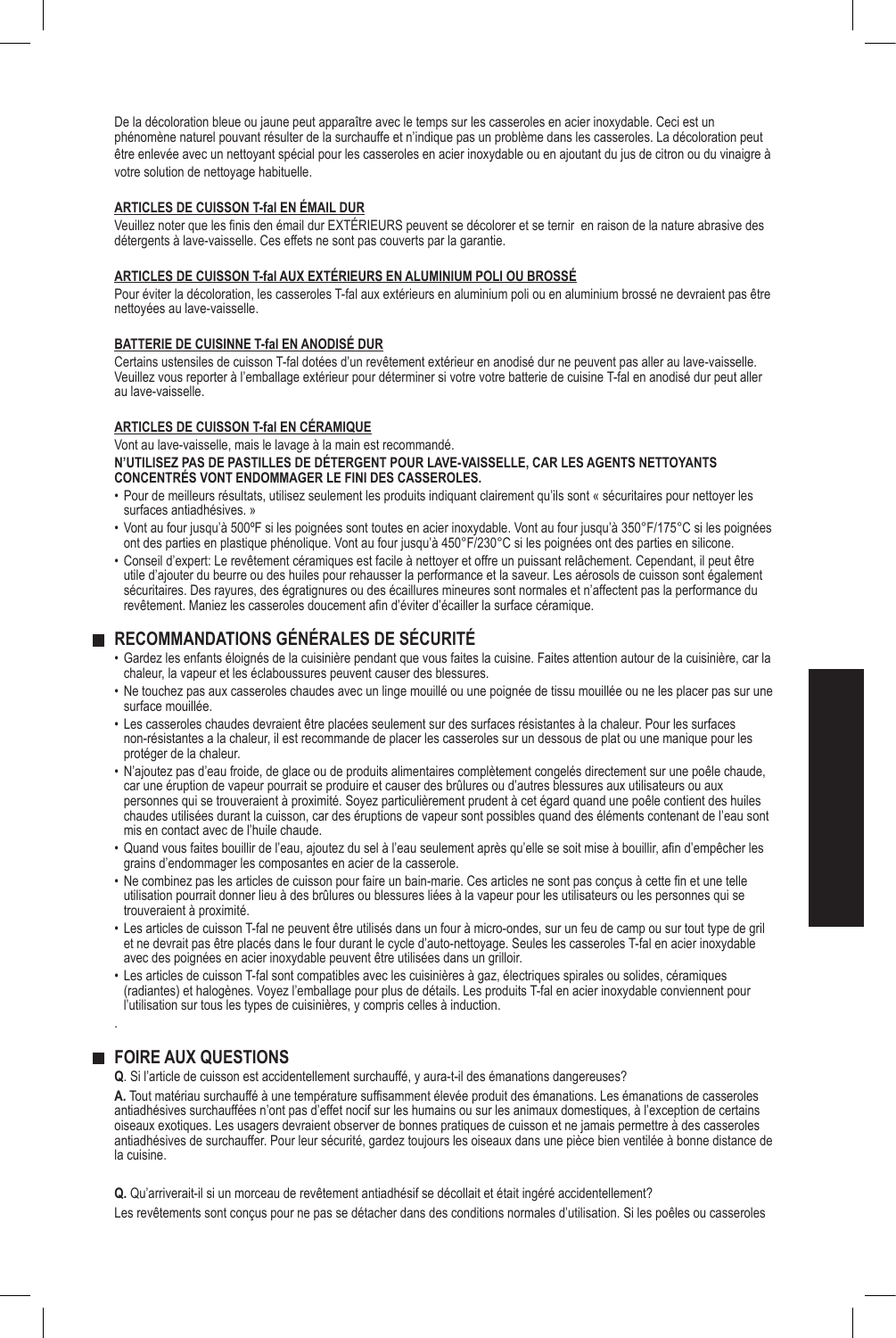De la décoloration bleue ou jaune peut apparaître avec le temps sur les casseroles en acier inoxydable. Ceci est un phénomène naturel pouvant résulter de la surchauffe et n'indique pas un problème dans les casseroles. La décoloration peut être enlevée avec un nettoyant spécial pour les casseroles en acier inoxydable ou en ajoutant du jus de citron ou du vinaigre à votre solution de nettoyage habituelle.

**ARTICLES DE CUISSON T-fal EN ÉMAIL DUR**

Veuillez noter que les finis den émail dur EXTÉRIEURS peuvent se décolorer et se ternir en raison de la nature abrasive des détergents à lave-vaisselle. Ces effets ne sont pas couverts par la garantie.

**ARTICLES DE CUISSON T-fal AUX EXTÉRIEURS EN ALUMINIUM POLI OU BROSSÉ**

Pour éviter la décoloration, les casseroles T-fal aux extérieurs en aluminium poli ou en aluminium brossé ne devraient pas être nettoyées au lave-vaisselle.

**BATTERIE DE CUISINNE T-fal EN ANODISÉ DUR**

Certains ustensiles de cuisson T-fal dotées d'un revêtement extérieur en anodisé dur ne peuvent pas aller au lave-vaisselle. Veuillez vous reporter à l'emballage extérieur pour déterminer si votre votre batterie de cuisine T-fal en anodisé dur peut aller au lave-vaisselle.

**ARTICLES DE CUISSON T-fal EN CÉRAMIQUE**

Vont au lave-vaisselle, mais le lavage à la main est recommandé.

**N'UTILISEZ PAS DE PASTILLES DE DÉTERGENT POUR LAVE-VAISSELLE, CAR LES AGENTS NETTOYANTS CONCENTRÉS VONT ENDOMMAGER LE FINI DES CASSEROLES.**

- Pour de meilleurs résultats, utilisez seulement les produits indiquant clairement qu'ils sont « sécuritaires pour nettoyer les surfaces antiadhésives. »
- Vont au four jusqu'à 500ºF si les poignées sont toutes en acier inoxydable. Vont au four jusqu'à 350°F/175°C si les poignées ont des parties en plastique phénolique. Vont au four jusqu'à 450°F/230°C si les poignées ont des parties en silicone.
- Conseil d'expert: Le revêtement céramiques est facile à nettoyer et offre un puissant relâchement. Cependant, il peut être utile d'ajouter du beurre ou des huiles pour rehausser la performance et la saveur. Les aérosols de cuisson sont également sécuritaires. Des rayures, des égratignures ou des écaillures mineures sont normales et n'affectent pas la performance du revêtement. Maniez les casseroles doucement afin d'éviter d'écailler la surface céramique.

## RECOMMANDATIONS GÉNÉRALES DE SÉCURITÉ

- Gardez les enfants éloignés de la cuisinière pendant que vous faites la cuisine. Faites attention autour de la cuisinière, car la chaleur, la vapeur et les éclaboussures peuvent causer des blessures.
- Ne touchez pas aux casseroles chaudes avec un linge mouillé ou une poignée de tissu mouillée ou ne les placer pas sur une surface mouillée.
- Les casseroles chaudes devraient être placées seulement sur des surfaces résistantes à la chaleur. Pour les surfaces non-résistantes a la chaleur, il est recommande de placer les casseroles sur un dessous de plat ou une manique pour les protéger de la chaleur.
- N'ajoutez pas d'eau froide, de glace ou de produits alimentaires complètement congelés directement sur une poêle chaude, car une éruption de vapeur pourrait se produire et causer des brûlures ou d'autres blessures aux utilisateurs ou aux personnes qui se trouveraient à proximité. Soyez particulièrement prudent à cet égard quand une poêle contient des huiles chaudes utilisées durant la cuisson, car des éruptions de vapeur sont possibles quand des éléments contenant de l'eau sont mis en contact avec de l'huile chaude.
- Quand vous faites bouillir de l'eau, ajoutez du sel à l'eau seulement après qu'elle se soit mise à bouillir, afin d'empêcher les grains d'endommager les composantes en acier de la casserole.
- Ne combinez pas les articles de cuisson pour faire un bain-marie. Ces articles ne sont pas conçus à cette fin et une telle utilisation pourrait donner lieu à des brûlures ou blessures liées à la vapeur pour les utilisateurs ou les personnes qui se trouveraient à proximité.
- Les articles de cuisson T-fal ne peuvent être utilisés dans un four à micro-ondes, sur un feu de camp ou sur tout type de gril et ne devrait pas être placés dans le four durant le cycle d'auto-nettoyage. Seules les casseroles T-fal en acier inoxydable avec des poignées en acier inoxydable peuvent être utilisées dans un grilloir.
- Les articles de cuisson T-fal sont compatibles avec les cuisinières à gaz, électriques spirales ou solides, céramiques (radiantes) et halogènes. Voyez l'emballage pour plus de détails. Les produits T-fal en acier inoxydable conviennent pour l'utilisation sur tous les types de cuisinières, y compris celles à induction.

## FOIRE AUX QUESTIONS

**Q**. Si l'article de cuisson est accidentellement surchauffé, y aura-t-il des émanations dangereuses?

**A.** Tout matériau surchauffé à une température suffisamment élevée produit des émanations. Les émanations de casseroles antiadhésives surchauffées n'ont pas d'effet nocif sur les humains ou sur les animaux domestiques, à l'exception de certains oiseaux exotiques. Les usagers devraient observer de bonnes pratiques de cuisson et ne jamais permettre à des casseroles antiadhésives de surchauffer. Pour leur sécurité, gardez toujours les oiseaux dans une pièce bien ventilée à bonne distance de la cuisine.

**Q.** Qu'arriverait-il si un morceau de revêtement antiadhésif se décollait et était ingéré accidentellement?

Les revêtements sont conçus pour ne pas se détacher dans des conditions normales d'utilisation. Si les poêles ou casseroles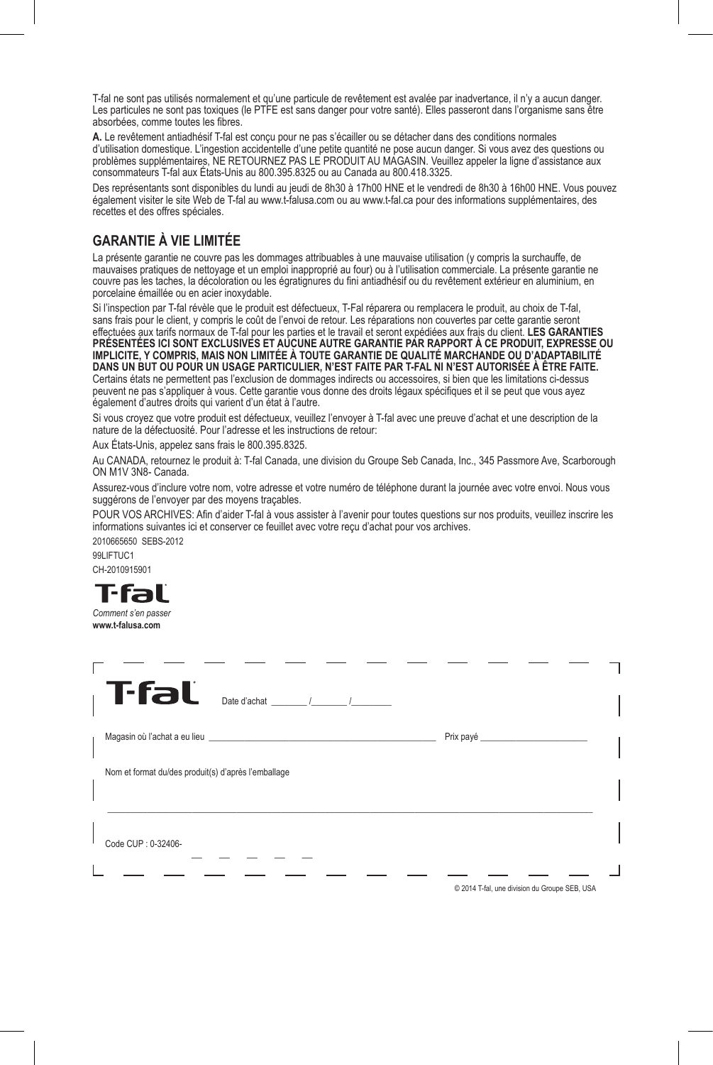T-fal ne sont pas utilisés normalement et qu'une particule de revêtement est avalée par inadvertance, il n'y a aucun danger. Les particules ne sont pas toxiques (le PTFE est sans danger pour votre santé). Elles passeront dans l'organisme sans être absorbées, comme toutes les fibres.

**A.** Le revêtement antiadhésif T-fal est conçu pour ne pas s'écailler ou se détacher dans des conditions normales d'utilisation domestique. L'ingestion accidentelle d'une petite quantité ne pose aucun danger. Si vous avez des questions ou problèmes supplémentaires, NE RETOURNEZ PAS LE PRODUIT AU MAGASIN. Veuillez appeler la ligne d'assistance aux consommateurs T-fal aux États-Unis au 800.395.8325 ou au Canada au 800.418.3325.

Des représentants sont disponibles du lundi au jeudi de 8h30 à 17h00 HNE et le vendredi de 8h30 à 16h00 HNE. Vous pouvez également visiter le site Web de T-fal au www.t-falusa.com ou au www.t-fal.ca pour des informations supplémentaires, des recettes et des offres spéciales.

## GARANTIE À VIE LIMITÉE

La présente garantie ne couvre pas les dommages attribuables à une mauvaise utilisation (y compris la surchauffe, de mauvaises pratiques de nettoyage et un emploi inapproprié au four) ou à l'utilisation commerciale. La présente garantie ne couvre pas les taches, la décoloration ou les égratignures du fini antiadhésif ou du revêtement extérieur en aluminium, en porcelaine émaillée ou en acier inoxydable.

Si l'inspection par T-fal révèle que le produit est défectueux, T-Fal réparera ou remplacera le produit, au choix de T-fal, sans frais pour le client, y compris le coût de l'envoi de retour. Les réparations non couvertes par cette garantie seront effectuées aux tarifs normaux de T-fal pour les parties et le travail et seront expédiées aux frais du client. **LES GARANTIES PRÉSENTÉES ICI SONT EXCLUSIVES ET AUCUNE AUTRE GARANTIE PAR RAPPORT À CE PRODUIT, EXPRESSE OU IMPLICITE, Y COMPRIS, MAIS NON LIMITÉE À TOUTE GARANTIE DE QUALITÉ MARCHANDE OU D'ADAPTABILITÉ DANS UN BUT OU POUR UN USAGE PARTICULIER, N'EST FAITE PAR T-FAL NI N'EST AUTORISÉE À ÊTRE FAITE.** Certains états ne permettent pas l'exclusion de dommages indirects ou accessoires, si bien que les limitations ci-dessus peuvent ne pas s'appliquer à vous. Cette garantie vous donne des droits légaux spécifiques et il se peut que vous ayez également d'autres droits qui varient d'un état à l'autre.

Si vous croyez que votre produit est défectueux, veuillez l'envoyer à T-fal avec une preuve d'achat et une description de la nature de la défectuosité. Pour l'adresse et les instructions de retour:

Aux États-Unis, appelez sans frais le 800.395.8325.

Au CANADA, retournez le produit à: T-fal Canada, une division du Groupe Seb Canada, Inc., 345 Passmore Ave, Scarborough ON M1V 3N8- Canada.

Assurez-vous d'inclure votre nom, votre adresse et votre numéro de téléphone durant la journée avec votre envoi. Nous vous suggérons de l'envoyer par des moyens traçables.

POUR VOS ARCHIVES: Afin d'aider T-fal à vous assister à l'avenir pour toutes questions sur nos produits, veuillez inscrire les informations suivantes ici et conserver ce feuillet avec votre reçu d'achat pour vos archives.

2010665650 SEBS-2012

99LIFTUC1

CH-2010915901

T-fal

*Comment s'en passer*

**www.t-falusa.com**

T-fal Date d'achat ________ /________ /________

Magasin où l'achat a eu lieu ________________________________ Prix payé ________________

Nom et format du/des produit(s) d'après l'emballage

________________________________________________________________

Code CUP : 0-32406- __ __ __ __ __

© 2014 T-fal, une division du Groupe SEB, USA